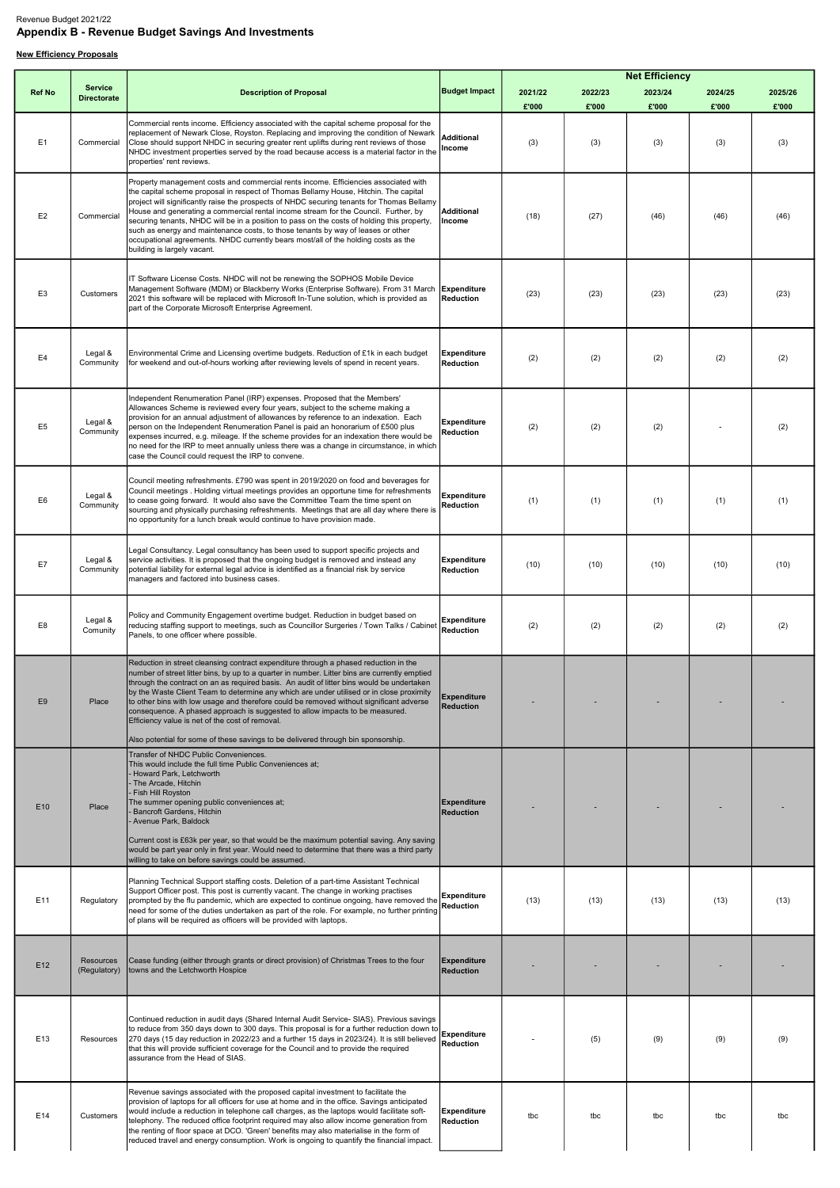Revenue Budget 2021/22

# Appendix B - Revenue Budget Savings And Investments

**New Efficiency Proposals**

| Ref No | Service Directorate | Description of Proposal | Budget Impact | Net Efficiency | | | | |
|---|---|---|---|---|---|---|---|---|
| | | | | 2021/22 £'000 | 2022/23 £'000 | 2023/24 £'000 | 2024/25 £'000 | 2025/26 £'000 |
| E1 | Commercial | Commercial rents income. Efficiency associated with the capital scheme proposal for the replacement of Newark Close, Royston. Replacing and improving the condition of Newark Close should support NHDC in securing greater rent uplifts during rent reviews of those NHDC investment properties served by the road because access is a material factor in the properties' rent reviews. | Additional Income | (3) | (3) | (3) | (3) | (3) |
| E2 | Commercial | Property management costs and commercial rents income. Efficiencies associated with the capital scheme proposal in respect of Thomas Bellamy House, Hitchin. The capital project will significantly raise the prospects of NHDC securing tenants for Thomas Bellamy House and generating a commercial rental income stream for the Council. Further, by securing tenants, NHDC will be in a position to pass on the costs of holding this property, such as energy and maintenance costs, to those tenants by way of leases or other occupational agreements. NHDC currently bears most/all of the holding costs as the building is largely vacant. | Additional Income | (18) | (27) | (46) | (46) | (46) |
| E3 | Customers | IT Software License Costs. NHDC will not be renewing the SOPHOS Mobile Device Management Software (MDM) or Blackberry Works (Enterprise Software). From 31 March 2021 this software will be replaced with Microsoft In-Tune solution, which is provided as part of the Corporate Microsoft Enterprise Agreement. | Expenditure Reduction | (23) | (23) | (23) | (23) | (23) |
| E4 | Legal & Community | Environmental Crime and Licensing overtime budgets. Reduction of £1k in each budget for weekend and out-of-hours working after reviewing levels of spend in recent years. | Expenditure Reduction | (2) | (2) | (2) | (2) | (2) |
| E5 | Legal & Community | Independent Renumeration Panel (IRP) expenses. Proposed that the Members' Allowances Scheme is reviewed every four years, subject to the scheme making a provision for an annual adjustment of allowances by reference to an indexation. Each person on the Independent Renumeration Panel is paid an honorarium of £500 plus expenses incurred, e.g. mileage. If the scheme provides for an indexation there would be no need for the IRP to meet annually unless there was a change in circumstance, in which case the Council could request the IRP to convene. | Expenditure Reduction | (2) | (2) | (2) | - | (2) |
| E6 | Legal & Community | Council meeting refreshments. £790 was spent in 2019/2020 on food and beverages for Council meetings . Holding virtual meetings provides an opportune time for refreshments to cease going forward. It would also save the Committee Team the time spent on sourcing and physically purchasing refreshments. Meetings that are all day where there is no opportunity for a lunch break would continue to have provision made. | Expenditure Reduction | (1) | (1) | (1) | (1) | (1) |
| E7 | Legal & Community | Legal Consultancy. Legal consultancy has been used to support specific projects and service activities. It is proposed that the ongoing budget is removed and instead any potential liability for external legal advice is identified as a financial risk by service managers and factored into business cases. | Expenditure Reduction | (10) | (10) | (10) | (10) | (10) |
| E8 | Legal & Comunity | Policy and Community Engagement overtime budget. Reduction in budget based on reducing staffing support to meetings, such as Councillor Surgeries / Town Talks / Cabinet Panels, to one officer where possible. | Expenditure Reduction | (2) | (2) | (2) | (2) | (2) |
| E9 | Place | Reduction in street cleansing contract expenditure through a phased reduction in the number of street litter bins, by up to a quarter in number. Litter bins are currently emptied through the contract on an as required basis. An audit of litter bins would be undertaken by the Waste Client Team to determine any which are under utilised or in close proximity to other bins with low usage and therefore could be removed without significant adverse consequence. A phased approach is suggested to allow impacts to be measured. Efficiency value is net of the cost of removal.<br><br>Also potential for some of these savings to be delivered through bin sponsorship. | Expenditure Reduction | - | - | - | - | - |
| E10 | Place | Transfer of NHDC Public Conveniences.<br>This would include the full time Public Conveniences at;<br>- Howard Park, Letchworth<br>- The Arcade, Hitchin<br>- Fish Hill Royston<br>The summer opening public conveniences at;<br>- Bancroft Gardens, Hitchin<br>- Avenue Park, Baldock<br><br>Current cost is £63k per year, so that would be the maximum potential saving. Any saving would be part year only in first year. Would need to determine that there was a third party willing to take on before savings could be assumed. | Expenditure Reduction | - | - | - | - | - |
| E11 | Regulatory | Planning Technical Support staffing costs. Deletion of a part-time Assistant Technical Support Officer post. This post is currently vacant. The change in working practises prompted by the flu pandemic, which are expected to continue ongoing, have removed the need for some of the duties undertaken as part of the role. For example, no further printing of plans will be required as officers will be provided with laptops. | Expenditure Reduction | (13) | (13) | (13) | (13) | (13) |
| E12 | Resources (Regulatory) | Cease funding (either through grants or direct provision) of Christmas Trees to the four towns and the Letchworth Hospice | Expenditure Reduction | - | - | - | - | - |
| E13 | Resources | Continued reduction in audit days (Shared Internal Audit Service- SIAS). Previous savings to reduce from 350 days down to 300 days. This proposal is for a further reduction down to 270 days (15 day reduction in 2022/23 and a further 15 days in 2023/24). It is still believed that this will provide sufficient coverage for the Council and to provide the required assurance from the Head of SIAS. | Expenditure Reduction | - | (5) | (9) | (9) | (9) |
| E14 | Customers | Revenue savings associated with the proposed capital investment to facilitate the provision of laptops for all officers for use at home and in the office. Savings anticipated would include a reduction in telephone call charges, as the laptops would facilitate soft-telephony. The reduced office footprint required may also allow income generation from the renting of floor space at DCO. 'Green' benefits may also materialise in the form of reduced travel and energy consumption. Work is ongoing to quantify the financial impact. | Expenditure Reduction | tbc | tbc | tbc | tbc | tbc |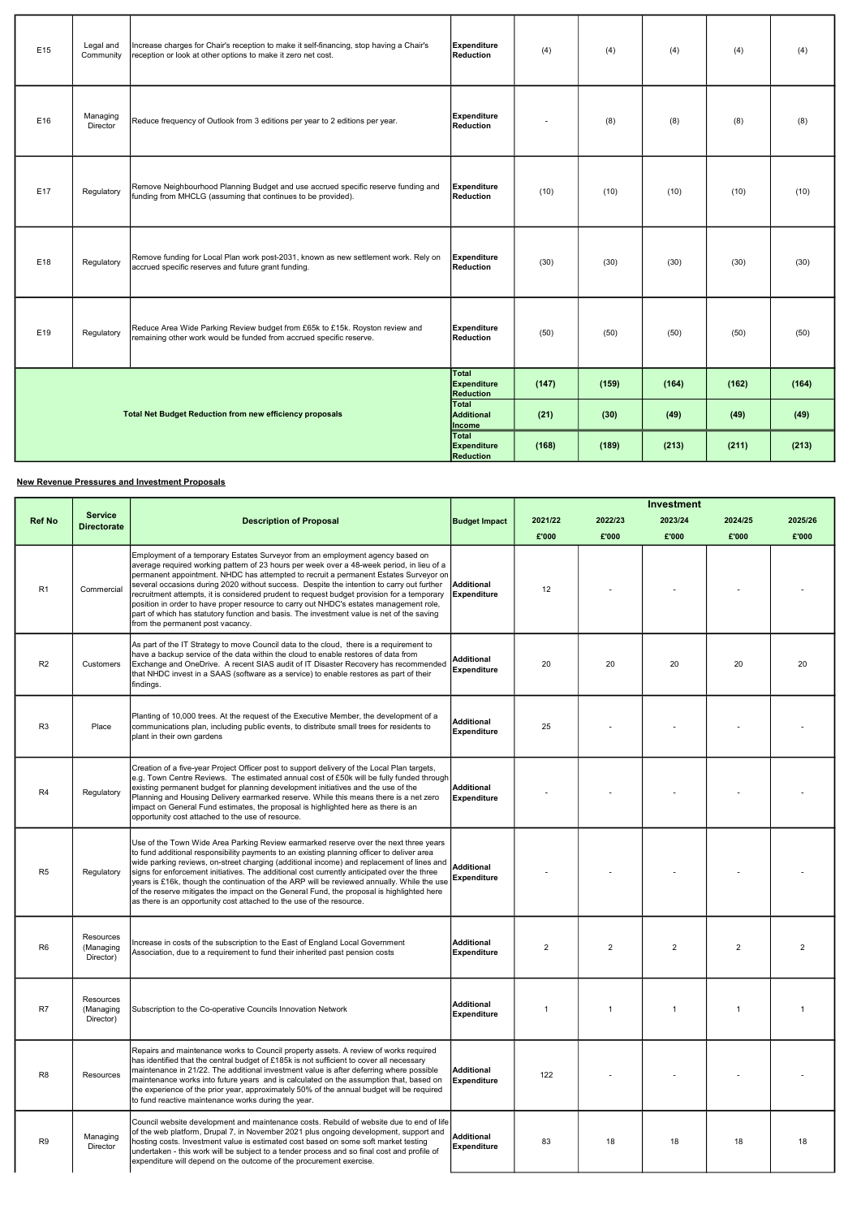| | | | | | | | | |
|---|---|---|---|---|---|---|---|---|
| E15 | Legal and Community | Increase charges for Chair's reception to make it self-financing, stop having a Chair's reception or look at other options to make it zero net cost. | **Expenditure Reduction** | (4) | (4) | (4) | (4) | (4) |
| E16 | Managing Director | Reduce frequency of Outlook from 3 editions per year to 2 editions per year. | **Expenditure Reduction** | - | (8) | (8) | (8) | (8) |
| E17 | Regulatory | Remove Neighbourhood Planning Budget and use accrued specific reserve funding and funding from MHCLG (assuming that continues to be provided). | **Expenditure Reduction** | (10) | (10) | (10) | (10) | (10) |
| E18 | Regulatory | Remove funding for Local Plan work post-2031, known as new settlement work. Rely on accrued specific reserves and future grant funding. | **Expenditure Reduction** | (30) | (30) | (30) | (30) | (30) |
| E19 | Regulatory | Reduce Area Wide Parking Review budget from £65k to £15k. Royston review and remaining other work would be funded from accrued specific reserve. | **Expenditure Reduction** | (50) | (50) | (50) | (50) | (50) |
| **Total Net Budget Reduction from new efficiency proposals** | | | **Total Expenditure Reduction** | **(147)** | **(159)** | **(164)** | **(162)** | **(164)** |
| | | | **Total Additional Income** | **(21)** | **(30)** | **(49)** | **(49)** | **(49)** |
| | | | **Total Expenditure Reduction** | **(168)** | **(189)** | **(213)** | **(211)** | **(213)** |

**New Revenue Pressures and Investment Proposals**

| Ref No | Service Directorate | Description of Proposal | Budget Impact | Investment | | | | |
|---|---|---|---|---|---|---|---|---|
| | | | | 2021/22 £'000 | 2022/23 £'000 | 2023/24 £'000 | 2024/25 £'000 | 2025/26 £'000 |
| R1 | Commercial | Employment of a temporary Estates Surveyor from an employment agency based on average required working pattern of 23 hours per week over a 48-week period, in lieu of a permanent appointment. NHDC has attempted to recruit a permanent Estates Surveyor on several occasions during 2020 without success. Despite the intention to carry out further recruitment attempts, it is considered prudent to request budget provision for a temporary position in order to have proper resource to carry out NHDC's estates management role, part of which has statutory function and basis. The investment value is net of the saving from the permanent post vacancy. | **Additional Expenditure** | 12 | - | - | - | - |
| R2 | Customers | As part of the IT Strategy to move Council data to the cloud, there is a requirement to have a backup service of the data within the cloud to enable restores of data from Exchange and OneDrive. A recent SIAS audit of IT Disaster Recovery has recommended that NHDC invest in a SAAS (software as a service) to enable restores as part of their findings. | **Additional Expenditure** | 20 | 20 | 20 | 20 | 20 |
| R3 | Place | Planting of 10,000 trees. At the request of the Executive Member, the development of a communications plan, including public events, to distribute small trees for residents to plant in their own gardens | **Additional Expenditure** | 25 | - | - | - | - |
| R4 | Regulatory | Creation of a five-year Project Officer post to support delivery of the Local Plan targets, e.g. Town Centre Reviews. The estimated annual cost of £50k will be fully funded through existing permanent budget for planning development initiatives and the use of the Planning and Housing Delivery earmarked reserve. While this means there is a net zero impact on General Fund estimates, the proposal is highlighted here as there is an opportunity cost attached to the use of resource. | **Additional Expenditure** | - | - | - | - | - |
| R5 | Regulatory | Use of the Town Wide Area Parking Review earmarked reserve over the next three years to fund additional responsibility payments to an existing planning officer to deliver area wide parking reviews, on-street charging (additional income) and replacement of lines and signs for enforcement initiatives. The additional cost currently anticipated over the three years is £16k, though the continuation of the ARP will be reviewed annually. While the use of the reserve mitigates the impact on the General Fund, the proposal is highlighted here as there is an opportunity cost attached to the use of the resource. | **Additional Expenditure** | - | - | - | - | - |
| R6 | Resources (Managing Director) | Increase in costs of the subscription to the East of England Local Government Association, due to a requirement to fund their inherited past pension costs | **Additional Expenditure** | 2 | 2 | 2 | 2 | 2 |
| R7 | Resources (Managing Director) | Subscription to the Co-operative Councils Innovation Network | **Additional Expenditure** | 1 | 1 | 1 | 1 | 1 |
| R8 | Resources | Repairs and maintenance works to Council property assets. A review of works required has identified that the central budget of £185k is not sufficient to cover all necessary maintenance in 21/22. The additional investment value is after deferring where possible maintenance works into future years and is calculated on the assumption that, based on the experience of the prior year, approximately 50% of the annual budget will be required to fund reactive maintenance works during the year. | **Additional Expenditure** | 122 | - | - | - | - |
| R9 | Managing Director | Council website development and maintenance costs. Rebuild of website due to end of life of the web platform, Drupal 7, in November 2021 plus ongoing development, support and hosting costs. Investment value is estimated cost based on some soft market testing undertaken - this work will be subject to a tender process and so final cost and profile of expenditure will depend on the outcome of the procurement exercise. | **Additional Expenditure** | 83 | 18 | 18 | 18 | 18 |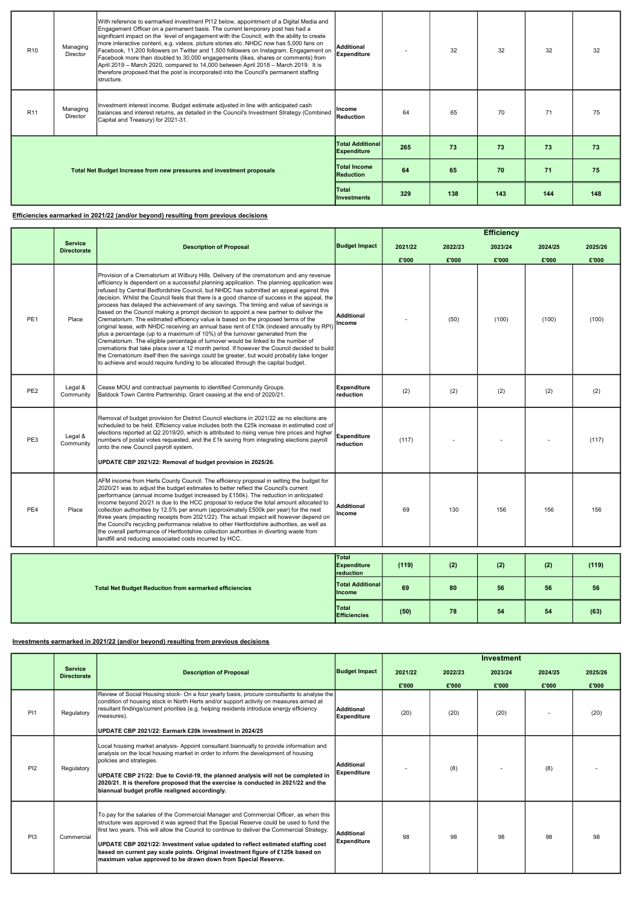| | | | | | | | | |
|---|---|---|---|---|---|---|---|---|
| R10 | Managing Director | With reference to earmarked investment PI12 below, appointment of a Digital Media and Engagement Officer on a permanent basis. The current temporary post has had a significant impact on the level of engagement with the Council, with the ability to create more interactive content, e.g. videos, picture stories etc. NHDC now has 5,000 fans on Facebook, 11,200 followers on Twitter and 1,500 followers on Instagram. Engagement on Facebook more than doubled to 30,000 engagements (likes, shares or comments) from April 2019 – March 2020, compared to 14,000 between April 2018 – March 2019. It is therefore proposed that the post is incorporated into the Council's permanent staffing structure. | Additional Expenditure | - | 32 | 32 | 32 | 32 |
| R11 | Managing Director | Investment interest income. Budget estimate adjusted in line with anticipated cash balances and interest returns, as detailed in the Council's Investment Strategy (Combined Capital and Treasury) for 2021-31. | Income Reduction | 64 | 65 | 70 | 71 | 75 |
| **Total Net Budget Increase from new pressures and investment proposals** | | | **Total Additional Expenditure** | **265** | **73** | **73** | **73** | **73** |
| | | | **Total Income Reduction** | **64** | **65** | **70** | **71** | **75** |
| | | | **Total Investments** | **329** | **138** | **143** | **144** | **148** |

**Efficiencies earmarked in 2021/22 (and/or beyond) resulting from previous decisions**

| | Service Directorate | Description of Proposal | Budget Impact | Efficiency | | | | |
|---|---|---|---|---|---|---|---|---|
| | | | | 2021/22 £'000 | 2022/23 £'000 | 2023/24 £'000 | 2024/25 £'000 | 2025/26 £'000 |
| PE1 | Place | Provision of a Crematorium at Wilbury Hills. Delivery of the crematorium and any revenue efficiency is dependent on a successful planning application. The planning application was refused by Central Bedfordshire Council, but NHDC has submitted an appeal against this decision. Whilst the Council feels that there is a good chance of success in the appeal, the process has delayed the achievement of any savings. The timing and value of savings is based on the Council making a prompt decision to appoint a new partner to deliver the Crematorium. The estimated efficiency value is based on the proposed terms of the original lease, with NHDC receiving an annual base rent of £10k (indexed annually by RPI) plus a percentage (up to a maximum of 10%) of the turnover generated from the Crematorium. The eligible percentage of turnover would be linked to the number of cremations that take place over a 12 month period. If however the Council decided to build the Crematorium itself then the savings could be greater, but would probably take longer to achieve and would require funding to be allocated through the capital budget. | Additional Income | - | (50) | (100) | (100) | (100) |
| PE2 | Legal & Community | Cease MOU and contractual payments to identified Community Groups. Baldock Town Centre Partnership. Grant ceasing at the end of 2020/21. | Expenditure reduction | (2) | (2) | (2) | (2) | (2) |
| PE3 | Legal & Community | Removal of budget provision for District Council elections in 2021/22 as no elections are scheduled to be held. Efficiency value includes both the £25k increase in estimated cost of elections reported at Q2 2019/20, which is attributed to rising venue hire prices and higher numbers of postal votes requested, and the £1k saving from integrating elections payroll onto the new Council payroll system.<br><br>**UPDATE CBP 2021/22: Removal of budget provision in 2025/26.** | Expenditure reduction | (117) | - | - | - | (117) |
| PE4 | Place | AFM income from Herts County Council. The efficiency proposal in setting the budget for 2020/21 was to adjust the budget estimates to better reflect the Council's current performance (annual income budget increased by £156k). The reduction in anticipated income beyond 20/21 is due to the HCC proposal to reduce the total amount allocated to collection authorities by 12.5% per annum (approximately £500k per year) for the next three years (impacting receipts from 2021/22). The actual impact will however depend on the Council's recycling performance relative to other Hertfordshire authorities, as well as the overall performance of Hertfordshire collection authorities in diverting waste from landfill and reducing associated costs incurred by HCC. | Additional Income | 69 | 130 | 156 | 156 | 156 |
| **Total Net Budget Reduction from earmarked efficiencies** | | | **Total Expenditure reduction** | **(119)** | **(2)** | **(2)** | **(2)** | **(119)** |
| | | | **Total Additional Income** | **69** | **80** | **56** | **56** | **56** |
| | | | **Total Efficiencies** | **(50)** | **78** | **54** | **54** | **(63)** |

**Investments earmarked in 2021/22 (and/or beyond) resulting from previous decisions**

| | Service Directorate | Description of Proposal | Budget Impact | Investment | | | | |
|---|---|---|---|---|---|---|---|---|
| | | | | 2021/22 £'000 | 2022/23 £'000 | 2023/24 £'000 | 2024/25 £'000 | 2025/26 £'000 |
| PI1 | Regulatory | Review of Social Housing stock- On a four yearly basis, procure consultants to analyse the condition of housing stock in North Herts and/or support activity on measures aimed at resultant findings/current priorities (e.g. helping residents introduce energy efficiency measures).<br><br>**UPDATE CBP 2021/22: Earmark £20k investment in 2024/25** | Additional Expenditure | (20) | (20) | (20) | - | (20) |
| PI2 | Regulatory | Local housing market analysis- Appoint consultant biannually to provide information and analysis on the local housing market in order to inform the development of housing policies and strategies.<br><br>**UPDATE CBP 21/22: Due to Covid-19, the planned analysis will not be completed in 2020/21. It is therefore proposed that the exercise is conducted in 2021/22 and the biannual budget profile realigned accordingly.** | Additional Expenditure | - | (8) | - | (8) | - |
| PI3 | Commercial | To pay for the salaries of the Commercial Manager and Commercial Officer, as when this structure was approved it was agreed that the Special Reserve could be used to fund the first two years. This will allow the Council to continue to deliver the Commercial Strategy.<br><br>**UPDATE CBP 2021/22: Investment value updated to reflect estimated staffing cost based on current pay scale points. Original investment figure of £125k based on maximum value approved to be drawn down from Special Reserve.** | Additional Expenditure | 98 | 98 | 98 | 98 | 98 |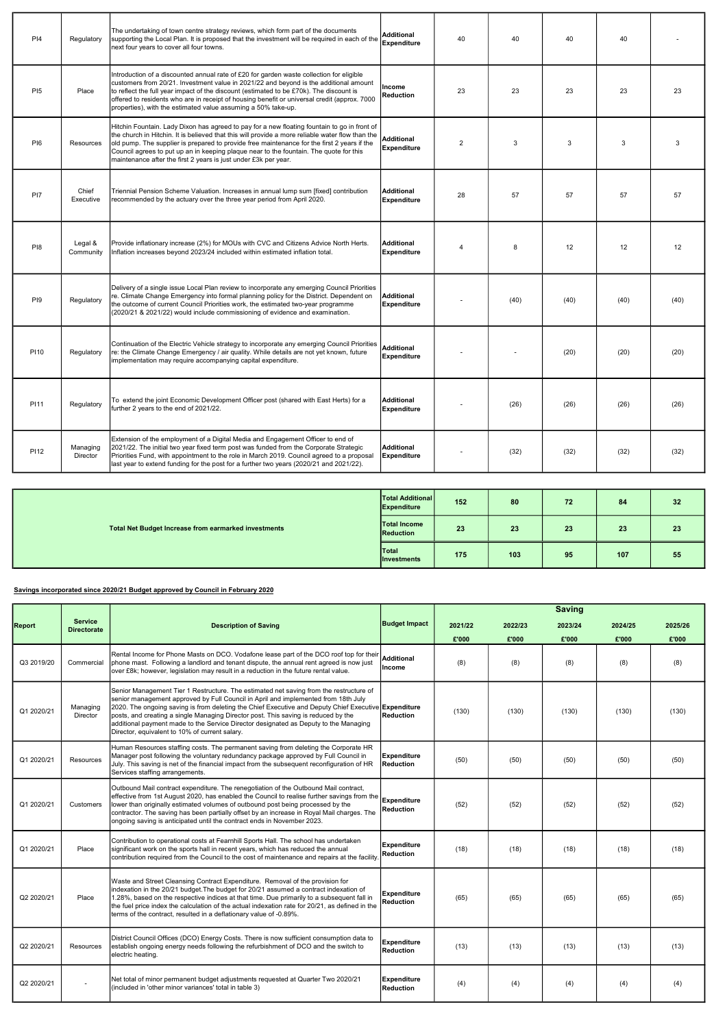| PI4 | Regulatory | The undertaking of town centre strategy reviews, which form part of the documents supporting the Local Plan. It is proposed that the investment will be required in each of the next four years to cover all four towns. | Additional Expenditure | 40 | 40 | 40 | 40 | - |
|---|---|---|---|---|---|---|---|---|
| PI5 | Place | Introduction of a discounted annual rate of £20 for garden waste collection for eligible customers from 20/21. Investment value in 2021/22 and beyond is the additional amount to reflect the full year impact of the discount (estimated to be £70k). The discount is offered to residents who are in receipt of housing benefit or universal credit (approx. 7000 properties), with the estimated value assuming a 50% take-up. | Income Reduction | 23 | 23 | 23 | 23 | 23 |
| PI6 | Resources | Hitchin Fountain. Lady Dixon has agreed to pay for a new floating fountain to go in front of the church in Hitchin. It is believed that this will provide a more reliable water flow than the old pump. The supplier is prepared to provide free maintenance for the first 2 years if the Council agrees to put up an in keeping plaque near to the fountain. The quote for this maintenance after the first 2 years is just under £3k per year. | Additional Expenditure | 2 | 3 | 3 | 3 | 3 |
| PI7 | Chief Executive | Triennial Pension Scheme Valuation. Increases in annual lump sum [fixed] contribution recommended by the actuary over the three year period from April 2020. | Additional Expenditure | 28 | 57 | 57 | 57 | 57 |
| PI8 | Legal & Community | Provide inflationary increase (2%) for MOUs with CVC and Citizens Advice North Herts. Inflation increases beyond 2023/24 included within estimated inflation total. | Additional Expenditure | 4 | 8 | 12 | 12 | 12 |
| PI9 | Regulatory | Delivery of a single issue Local Plan review to incorporate any emerging Council Priorities re. Climate Change Emergency into formal planning policy for the District. Dependent on the outcome of current Council Priorities work, the estimated two-year programme (2020/21 & 2021/22) would include commissioning of evidence and examination. | Additional Expenditure | - | (40) | (40) | (40) | (40) |
| PI10 | Regulatory | Continuation of the Electric Vehicle strategy to incorporate any emerging Council Priorities re: the Climate Change Emergency / air quality. While details are not yet known, future implementation may require accompanying capital expenditure. | Additional Expenditure | - | - | (20) | (20) | (20) |
| PI11 | Regulatory | To extend the joint Economic Development Officer post (shared with East Herts) for a further 2 years to the end of 2021/22. | Additional Expenditure | - | (26) | (26) | (26) | (26) |
| PI12 | Managing Director | Extension of the employment of a Digital Media and Engagement Officer to end of 2021/22. The initial two year fixed term post was funded from the Corporate Strategic Priorities Fund, with appointment to the role in March 2019. Council agreed to a proposal last year to extend funding for the post for a further two years (2020/21 and 2021/22). | Additional Expenditure | - | (32) | (32) | (32) | (32) |

| Total Net Budget Increase from earmarked investments | | | | | | |
|---|---|---|---|---|---|---|
| | Total Additional Expenditure | 152 | 80 | 72 | 84 | 32 |
| | Total Income Reduction | 23 | 23 | 23 | 23 | 23 |
| | Total Investments | 175 | 103 | 95 | 107 | 55 |

**Savings incorporated since 2020/21 Budget approved by Council in February 2020**

| Report | Service Directorate | Description of Saving | Budget Impact | Saving | | | | |
|---|---|---|---|---|---|---|---|---|
| | | | | 2021/22 £'000 | 2022/23 £'000 | 2023/24 £'000 | 2024/25 £'000 | 2025/26 £'000 |
| Q3 2019/20 | Commercial | Rental Income for Phone Masts on DCO. Vodafone lease part of the DCO roof top for their phone mast. Following a landlord and tenant dispute, the annual rent agreed is now just over £8k; however, legislation may result in a reduction in the future rental value. | Additional Income | (8) | (8) | (8) | (8) | (8) |
| Q1 2020/21 | Managing Director | Senior Management Tier 1 Restructure. The estimated net saving from the restructure of senior management approved by Full Council in April and implemented from 18th July 2020. The ongoing saving is from deleting the Chief Executive and Deputy Chief Executive posts, and creating a single Managing Director post. This saving is reduced by the additional payment made to the Service Director designated as Deputy to the Managing Director, equivalent to 10% of current salary. | Expenditure Reduction | (130) | (130) | (130) | (130) | (130) |
| Q1 2020/21 | Resources | Human Resources staffing costs. The permanent saving from deleting the Corporate HR Manager post following the voluntary redundancy package approved by Full Council in July. This saving is net of the financial impact from the subsequent reconfiguration of HR Services staffing arrangements. | Expenditure Reduction | (50) | (50) | (50) | (50) | (50) |
| Q1 2020/21 | Customers | Outbound Mail contract expenditure. The renegotiation of the Outbound Mail contract, effective from 1st August 2020, has enabled the Council to realise further savings from the lower than originally estimated volumes of outbound post being processed by the contractor. The saving has been partially offset by an increase in Royal Mail charges. The ongoing saving is anticipated until the contract ends in November 2023. | Expenditure Reduction | (52) | (52) | (52) | (52) | (52) |
| Q1 2020/21 | Place | Contribution to operational costs at Fearnhill Sports Hall. The school has undertaken significant work on the sports hall in recent years, which has reduced the annual contribution required from the Council to the cost of maintenance and repairs at the facility. | Expenditure Reduction | (18) | (18) | (18) | (18) | (18) |
| Q2 2020/21 | Place | Waste and Street Cleansing Contract Expenditure. Removal of the provision for indexation in the 20/21 budget.The budget for 20/21 assumed a contract indexation of 1.28%, based on the respective indices at that time. Due primarily to a subsequent fall in the fuel price index the calculation of the actual indexation rate for 20/21, as defined in the terms of the contract, resulted in a deflationary value of -0.89%. | Expenditure Reduction | (65) | (65) | (65) | (65) | (65) |
| Q2 2020/21 | Resources | District Council Offices (DCO) Energy Costs. There is now sufficient consumption data to establish ongoing energy needs following the refurbishment of DCO and the switch to electric heating. | Expenditure Reduction | (13) | (13) | (13) | (13) | (13) |
| Q2 2020/21 | - | Net total of minor permanent budget adjustments requested at Quarter Two 2020/21 (included in 'other minor variances' total in table 3) | Expenditure Reduction | (4) | (4) | (4) | (4) | (4) |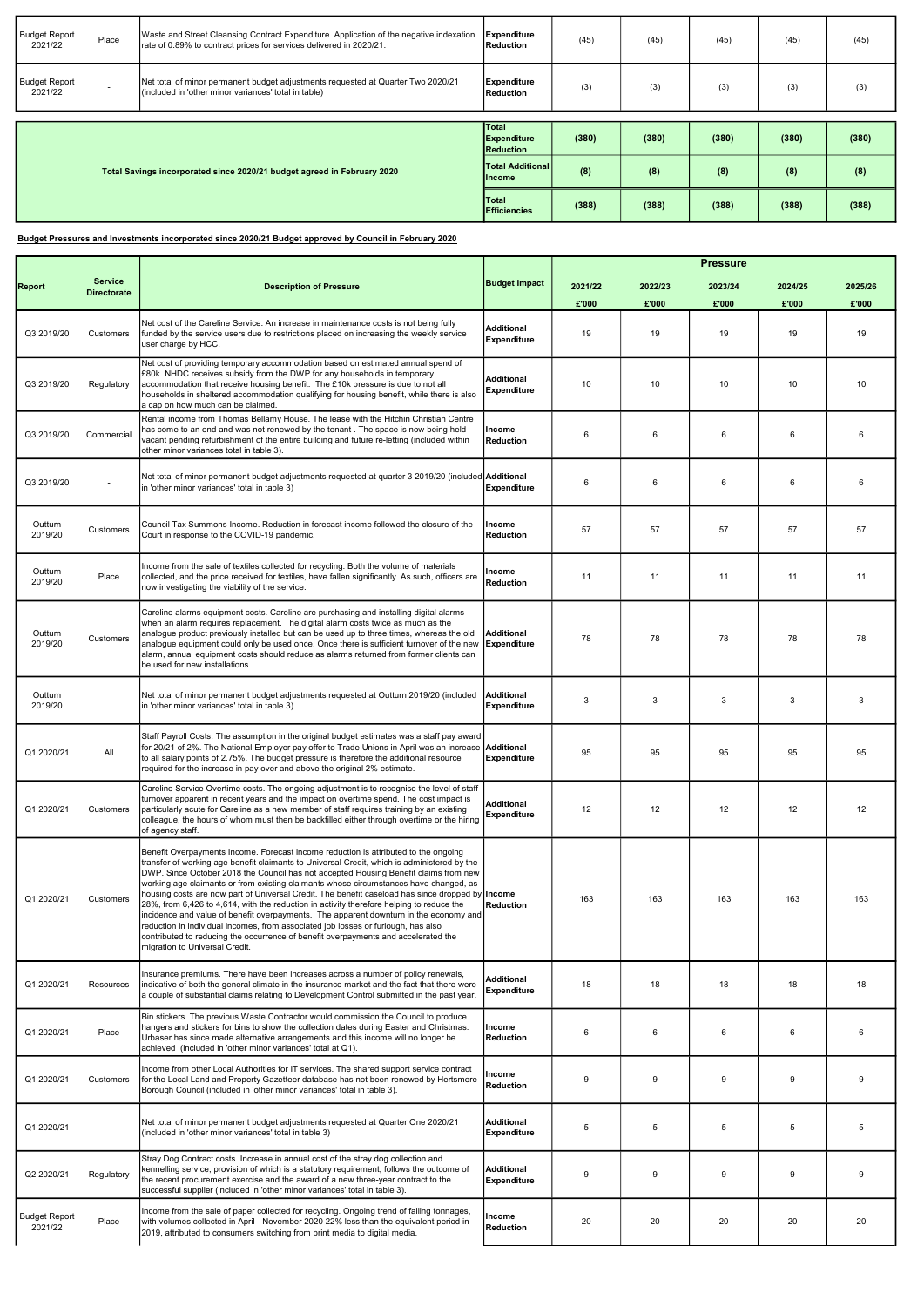| Budget Report 2021/22 | Place | Waste and Street Cleansing Contract Expenditure. Application of the negative indexation rate of 0.89% to contract prices for services delivered in 2020/21. | Expenditure Reduction | (45) | (45) | (45) | (45) | (45) |
|---|---|---|---|---|---|---|---|---|
| Budget Report 2021/22 | - | Net total of minor permanent budget adjustments requested at Quarter Two 2020/21 (included in 'other minor variances' total in table) | Expenditure Reduction | (3) | (3) | (3) | (3) | (3) |

| Total Savings incorporated since 2020/21 budget agreed in February 2020 | | | |
|---|---|---|---|
| | Total Expenditure Reduction | (380) | (380) | (380) | (380) | (380) |
| | Total Additional Income | (8) | (8) | (8) | (8) | (8) |
| | Total Efficiencies | (388) | (388) | (388) | (388) | (388) |

**Budget Pressures and Investments incorporated since 2020/21 Budget approved by Council in February 2020**

| Report | Service Directorate | Description of Pressure | Budget Impact | Pressure | | | | |
|---|---|---|---|---|---|---|---|---|
| | | | | 2021/22 £'000 | 2022/23 £'000 | 2023/24 £'000 | 2024/25 £'000 | 2025/26 £'000 |
| Q3 2019/20 | Customers | Net cost of the Careline Service. An increase in maintenance costs is not being fully funded by the service users due to restrictions placed on increasing the weekly service user charge by HCC. | Additional Expenditure | 19 | 19 | 19 | 19 | 19 |
| Q3 2019/20 | Regulatory | Net cost of providing temporary accommodation based on estimated annual spend of £80k. NHDC receives subsidy from the DWP for any households in temporary accommodation that receive housing benefit. The £10k pressure is due to not all households in sheltered accommodation qualifying for housing benefit, while there is also a cap on how much can be claimed. | Additional Expenditure | 10 | 10 | 10 | 10 | 10 |
| Q3 2019/20 | Commercial | Rental income from Thomas Bellamy House. The lease with the Hitchin Christian Centre has come to an end and was not renewed by the tenant . The space is now being held vacant pending refurbishment of the entire building and future re-letting (included within other minor variances total in table 3). | Income Reduction | 6 | 6 | 6 | 6 | 6 |
| Q3 2019/20 | - | Net total of minor permanent budget adjustments requested at quarter 3 2019/20 (included in 'other minor variances' total in table 3) | Additional Expenditure | 6 | 6 | 6 | 6 | 6 |
| Outturn 2019/20 | Customers | Council Tax Summons Income. Reduction in forecast income followed the closure of the Court in response to the COVID-19 pandemic. | Income Reduction | 57 | 57 | 57 | 57 | 57 |
| Outturn 2019/20 | Place | Income from the sale of textiles collected for recycling. Both the volume of materials collected, and the price received for textiles, have fallen significantly. As such, officers are now investigating the viability of the service. | Income Reduction | 11 | 11 | 11 | 11 | 11 |
| Outturn 2019/20 | Customers | Careline alarms equipment costs. Careline are purchasing and installing digital alarms when an alarm requires replacement. The digital alarm costs twice as much as the analogue product previously installed but can be used up to three times, whereas the old analogue equipment could only be used once. Once there is sufficient turnover of the new alarm, annual equipment costs should reduce as alarms returned from former clients can be used for new installations. | Additional Expenditure | 78 | 78 | 78 | 78 | 78 |
| Outturn 2019/20 | - | Net total of minor permanent budget adjustments requested at Outturn 2019/20 (included in 'other minor variances' total in table 3) | Additional Expenditure | 3 | 3 | 3 | 3 | 3 |
| Q1 2020/21 | All | Staff Payroll Costs. The assumption in the original budget estimates was a staff pay award for 20/21 of 2%. The National Employer pay offer to Trade Unions in April was an increase to all salary points of 2.75%. The budget pressure is therefore the additional resource required for the increase in pay over and above the original 2% estimate. | Additional Expenditure | 95 | 95 | 95 | 95 | 95 |
| Q1 2020/21 | Customers | Careline Service Overtime costs. The ongoing adjustment is to recognise the level of staff turnover apparent in recent years and the impact on overtime spend. The cost impact is particularly acute for Careline as a new member of staff requires training by an existing colleague, the hours of whom must then be backfilled either through overtime or the hiring of agency staff. | Additional Expenditure | 12 | 12 | 12 | 12 | 12 |
| Q1 2020/21 | Customers | Benefit Overpayments Income. Forecast income reduction is attributed to the ongoing transfer of working age benefit claimants to Universal Credit, which is administered by the DWP. Since October 2018 the Council has not accepted Housing Benefit claims from new working age claimants or from existing claimants whose circumstances have changed, as housing costs are now part of Universal Credit. The benefit caseload has since dropped by 28%, from 6,426 to 4,614, with the reduction in activity therefore helping to reduce the incidence and value of benefit overpayments. The apparent downturn in the economy and reduction in individual incomes, from associated job losses or furlough, has also contributed to reducing the occurrence of benefit overpayments and accelerated the migration to Universal Credit. | Income Reduction | 163 | 163 | 163 | 163 | 163 |
| Q1 2020/21 | Resources | Insurance premiums. There have been increases across a number of policy renewals, indicative of both the general climate in the insurance market and the fact that there were a couple of substantial claims relating to Development Control submitted in the past year. | Additional Expenditure | 18 | 18 | 18 | 18 | 18 |
| Q1 2020/21 | Place | Bin stickers. The previous Waste Contractor would commission the Council to produce hangers and stickers for bins to show the collection dates during Easter and Christmas. Urbaser has since made alternative arrangements and this income will no longer be achieved (included in 'other minor variances' total at Q1). | Income Reduction | 6 | 6 | 6 | 6 | 6 |
| Q1 2020/21 | Customers | Income from other Local Authorities for IT services. The shared support service contract for the Local Land and Property Gazetteer database has not been renewed by Hertsmere Borough Council (included in 'other minor variances' total in table 3). | Income Reduction | 9 | 9 | 9 | 9 | 9 |
| Q1 2020/21 | - | Net total of minor permanent budget adjustments requested at Quarter One 2020/21 (included in 'other minor variances' total in table 3) | Additional Expenditure | 5 | 5 | 5 | 5 | 5 |
| Q2 2020/21 | Regulatory | Stray Dog Contract costs. Increase in annual cost of the stray dog collection and kennelling service, provision of which is a statutory requirement, follows the outcome of the recent procurement exercise and the award of a new three-year contract to the successful supplier (included in 'other minor variances' total in table 3). | Additional Expenditure | 9 | 9 | 9 | 9 | 9 |
| Budget Report 2021/22 | Place | Income from the sale of paper collected for recycling. Ongoing trend of falling tonnages, with volumes collected in April - November 2020 22% less than the equivalent period in 2019, attributed to consumers switching from print media to digital media. | Income Reduction | 20 | 20 | 20 | 20 | 20 |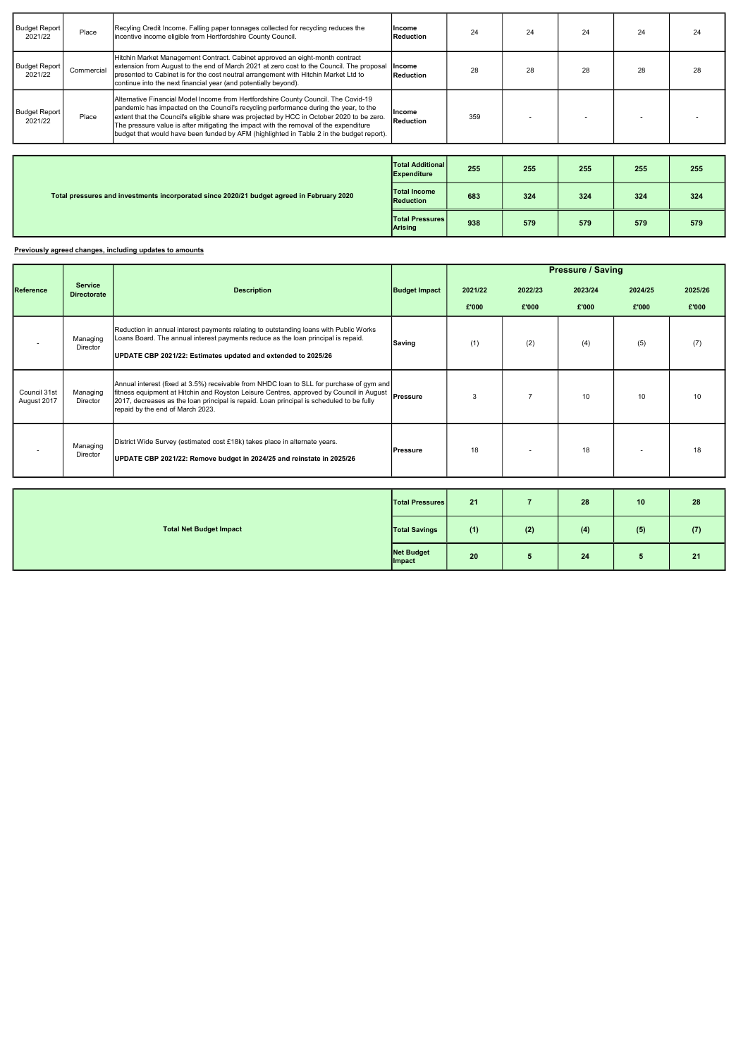| | | | | | | | | |
|---|---|---|---|---|---|---|---|---|
| Budget Report 2021/22 | Place | Recyling Credit Income. Falling paper tonnages collected for recycling reduces the incentive income eligible from Hertfordshire County Council. | Income Reduction | 24 | 24 | 24 | 24 | 24 |
| Budget Report 2021/22 | Commercial | Hitchin Market Management Contract. Cabinet approved an eight-month contract extension from August to the end of March 2021 at zero cost to the Council. The proposal presented to Cabinet is for the cost neutral arrangement with Hitchin Market Ltd to continue into the next financial year (and potentially beyond). | Income Reduction | 28 | 28 | 28 | 28 | 28 |
| Budget Report 2021/22 | Place | Alternative Financial Model Income from Hertfordshire County Council. The Covid-19 pandemic has impacted on the Council's recycling performance during the year, to the extent that the Council's eligible share was projected by HCC in October 2020 to be zero. The pressure value is after mitigating the impact with the removal of the expenditure budget that would have been funded by AFM (highlighted in Table 2 in the budget report). | Income Reduction | 359 | - | - | - | - |

| | | | | | | |
|---|---|---|---|---|---|---|
| Total pressures and investments incorporated since 2020/21 budget agreed in February 2020 | Total Additional Expenditure | **255** | **255** | **255** | **255** | **255** |
| | Total Income Reduction | **683** | **324** | **324** | **324** | **324** |
| | Total Pressures Arising | **938** | **579** | **579** | **579** | **579** |

**Previously agreed changes, including updates to amounts**

| Reference | Service Directorate | Description | Budget Impact | Pressure / Saving | | | | |
|---|---|---|---|---|---|---|---|---|
| | | | | 2021/22 | 2022/23 | 2023/24 | 2024/25 | 2025/26 |
| | | | | £'000 | £'000 | £'000 | £'000 | £'000 |
| - | Managing Director | Reduction in annual interest payments relating to outstanding loans with Public Works Loans Board. The annual interest payments reduce as the loan principal is repaid.<br>**UPDATE CBP 2021/22: Estimates updated and extended to 2025/26** | Saving | (1) | (2) | (4) | (5) | (7) |
| Council 31st August 2017 | Managing Director | Annual interest (fixed at 3.5%) receivable from NHDC loan to SLL for purchase of gym and fitness equipment at Hitchin and Royston Leisure Centres, approved by Council in August 2017, decreases as the loan principal is repaid. Loan principal is scheduled to be fully repaid by the end of March 2023. | Pressure | 3 | 7 | 10 | 10 | 10 |
| - | Managing Director | District Wide Survey (estimated cost £18k) takes place in alternate years.<br>**UPDATE CBP 2021/22: Remove budget in 2024/25 and reinstate in 2025/26** | Pressure | 18 | - | 18 | - | 18 |

| | | | | | | |
|---|---|---|---|---|---|---|
| Total Net Budget Impact | Total Pressures | **21** | **7** | **28** | **10** | **28** |
| | Total Savings | **(1)** | **(2)** | **(4)** | **(5)** | **(7)** |
| | Net Budget Impact | **20** | **5** | **24** | **5** | **21** |